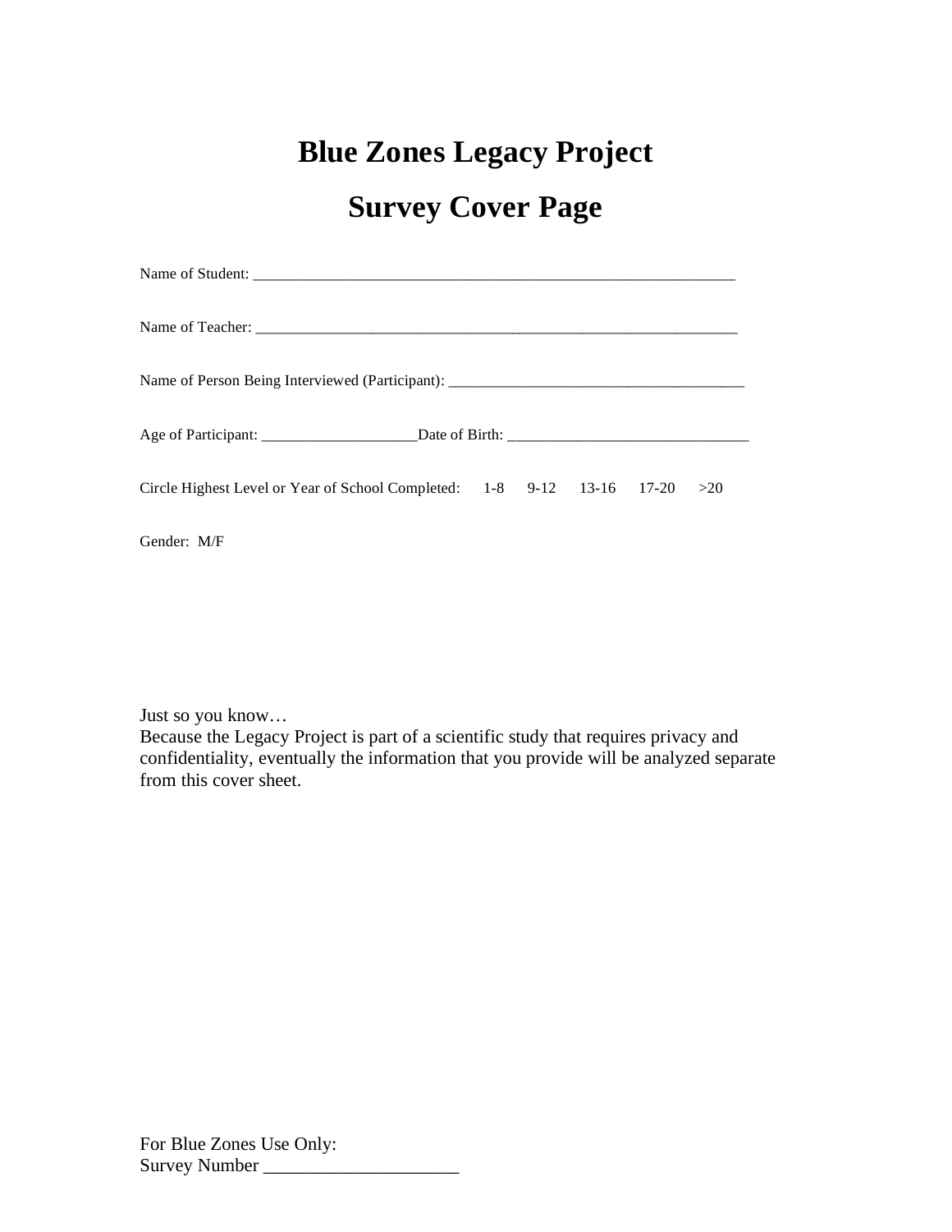# Blue Zones Legacy Project

# Survey Cover Page

Name of Student: _______________________________________________________________

Name of Teacher: _______________________________________________________________

Name of Person Being Interviewed (Participant): ______________________________________

Age of Participant: ____________________Date of Birth: _______________________________

Circle Highest Level or Year of School Completed:     1-8     9-12     13-16     17-20     >20

Gender:  M/F

Just so you know…
Because the Legacy Project is part of a scientific study that requires privacy and confidentiality, eventually the information that you provide will be analyzed separate from this cover sheet.

For Blue Zones Use Only:
Survey Number _____________________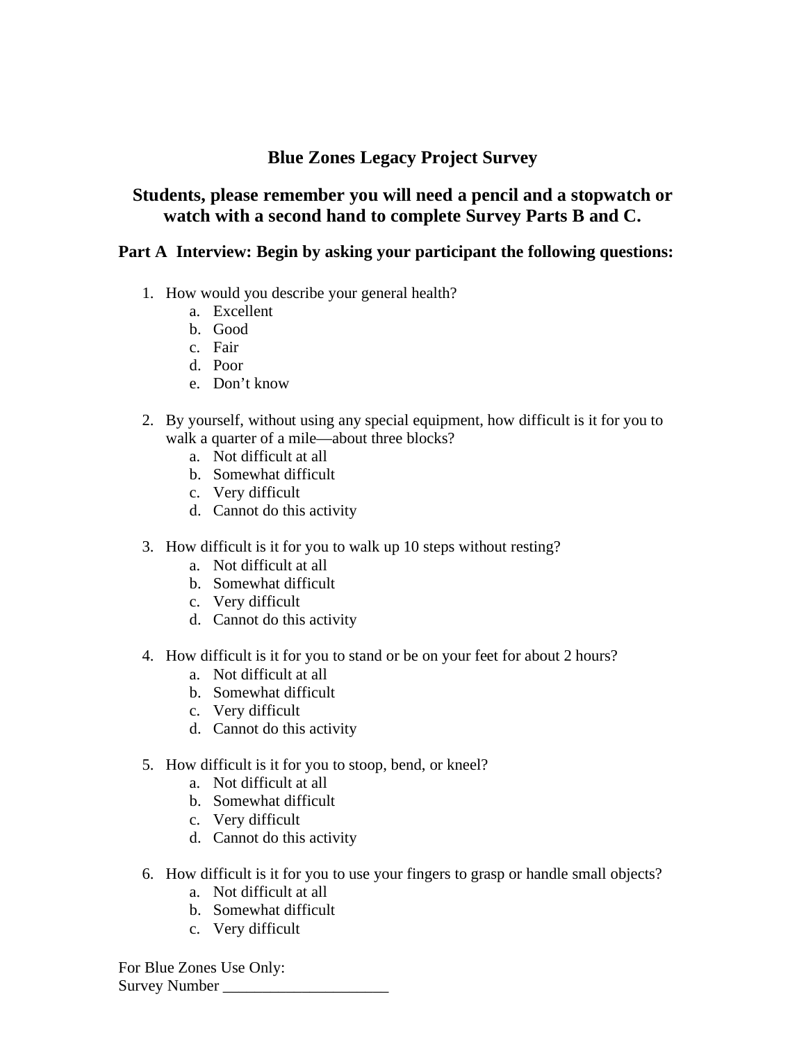## Blue Zones Legacy Project Survey

### Students, please remember you will need a pencil and a stopwatch or watch with a second hand to complete Survey Parts B and C.

### Part A  Interview: Begin by asking your participant the following questions:

1. How would you describe your general health?
   a. Excellent
   b. Good
   c. Fair
   d. Poor
   e. Don't know

2. By yourself, without using any special equipment, how difficult is it for you to walk a quarter of a mile—about three blocks?
   a. Not difficult at all
   b. Somewhat difficult
   c. Very difficult
   d. Cannot do this activity

3. How difficult is it for you to walk up 10 steps without resting?
   a. Not difficult at all
   b. Somewhat difficult
   c. Very difficult
   d. Cannot do this activity

4. How difficult is it for you to stand or be on your feet for about 2 hours?
   a. Not difficult at all
   b. Somewhat difficult
   c. Very difficult
   d. Cannot do this activity

5. How difficult is it for you to stoop, bend, or kneel?
   a. Not difficult at all
   b. Somewhat difficult
   c. Very difficult
   d. Cannot do this activity

6. How difficult is it for you to use your fingers to grasp or handle small objects?
   a. Not difficult at all
   b. Somewhat difficult
   c. Very difficult

For Blue Zones Use Only:
Survey Number _____________________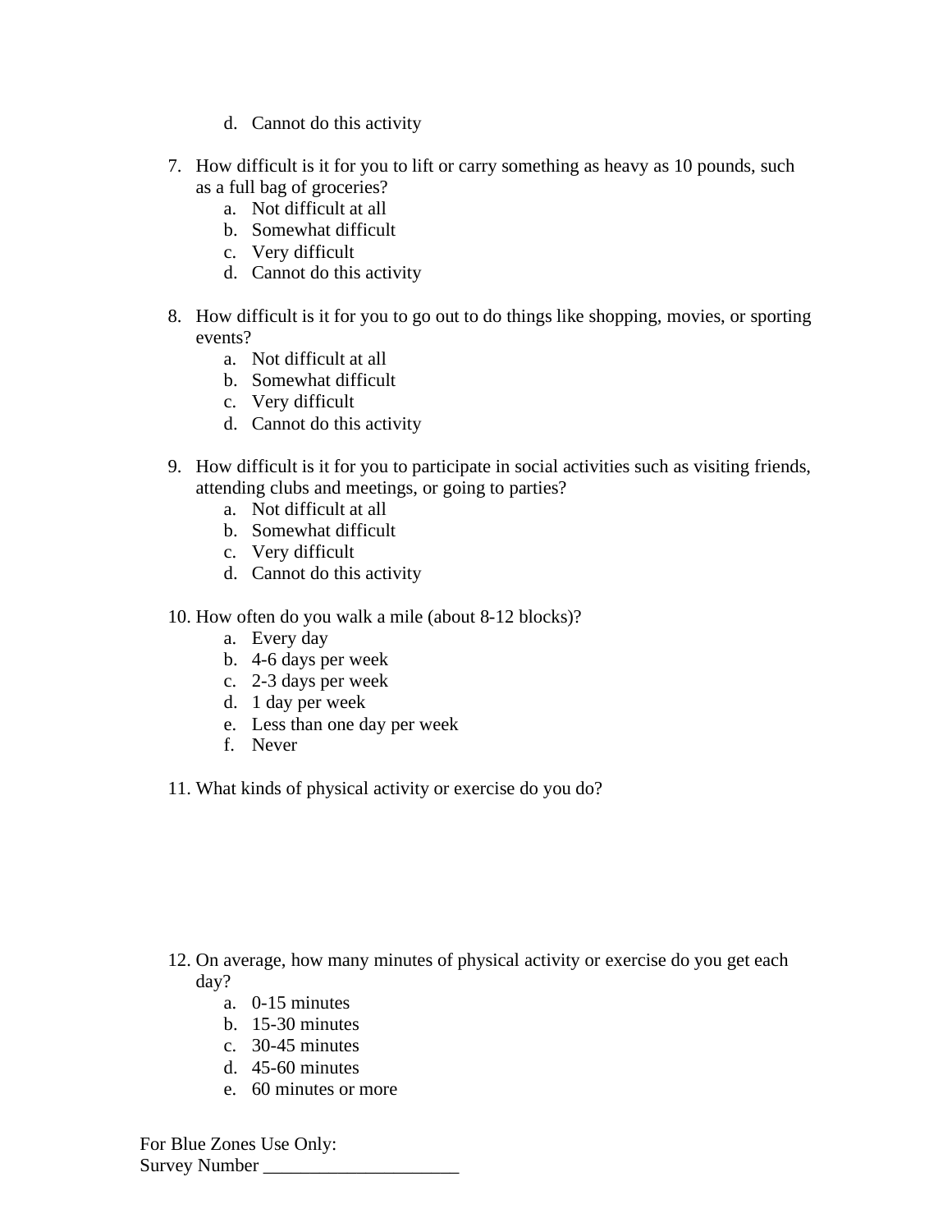d. Cannot do this activity

7. How difficult is it for you to lift or carry something as heavy as 10 pounds, such as a full bag of groceries?
   a. Not difficult at all
   b. Somewhat difficult
   c. Very difficult
   d. Cannot do this activity

8. How difficult is it for you to go out to do things like shopping, movies, or sporting events?
   a. Not difficult at all
   b. Somewhat difficult
   c. Very difficult
   d. Cannot do this activity

9. How difficult is it for you to participate in social activities such as visiting friends, attending clubs and meetings, or going to parties?
   a. Not difficult at all
   b. Somewhat difficult
   c. Very difficult
   d. Cannot do this activity

10. How often do you walk a mile (about 8-12 blocks)?
    a. Every day
    b. 4-6 days per week
    c. 2-3 days per week
    d. 1 day per week
    e. Less than one day per week
    f. Never

11. What kinds of physical activity or exercise do you do?

12. On average, how many minutes of physical activity or exercise do you get each day?
    a. 0-15 minutes
    b. 15-30 minutes
    c. 30-45 minutes
    d. 45-60 minutes
    e. 60 minutes or more

For Blue Zones Use Only:
Survey Number _____________________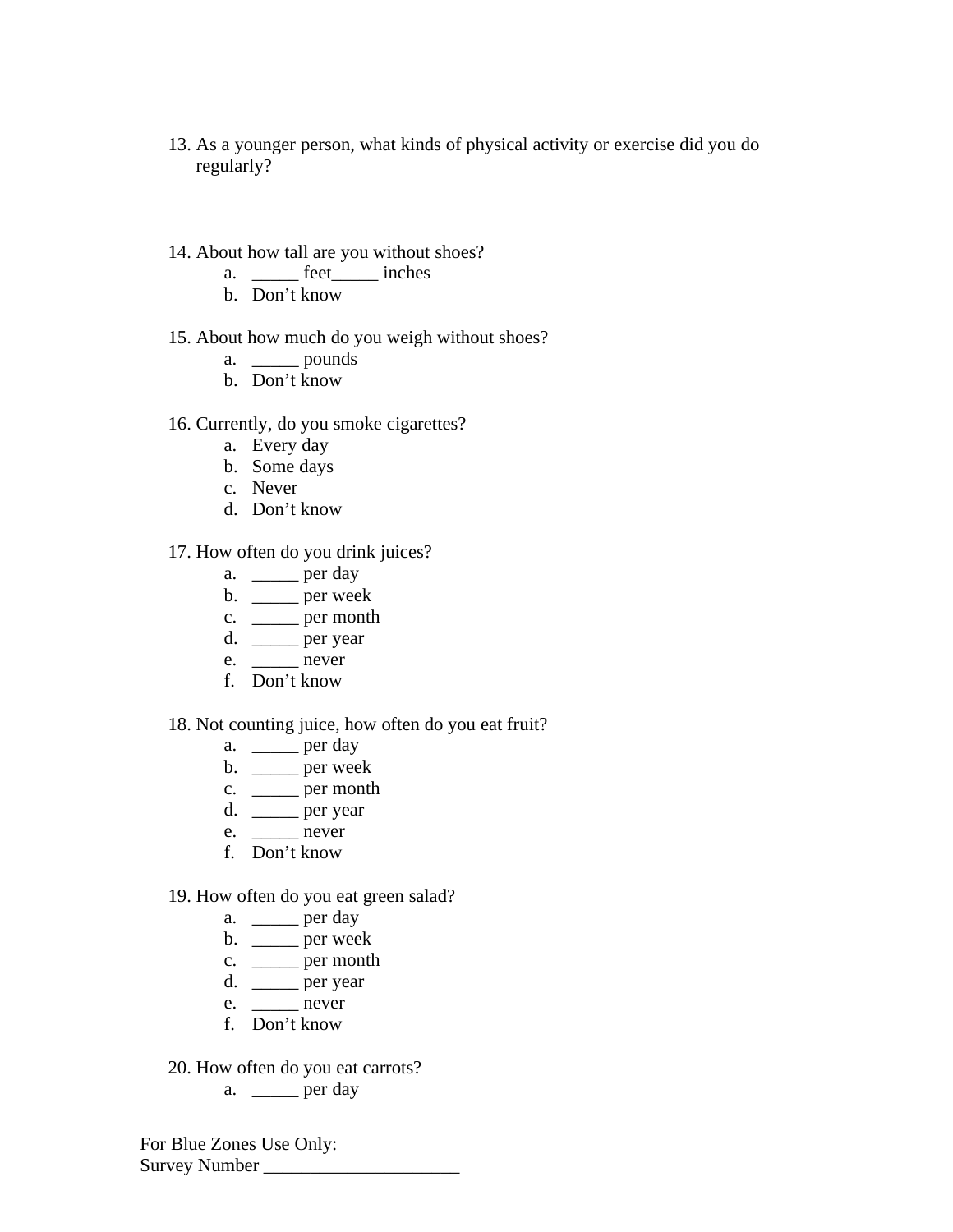13. As a younger person, what kinds of physical activity or exercise did you do regularly?

14. About how tall are you without shoes?
    a. _____ feet_____ inches
    b. Don't know

15. About how much do you weigh without shoes?
    a. _____ pounds
    b. Don't know

16. Currently, do you smoke cigarettes?
    a. Every day
    b. Some days
    c. Never
    d. Don't know

17. How often do you drink juices?
    a. _____ per day
    b. _____ per week
    c. _____ per month
    d. _____ per year
    e. _____ never
    f. Don't know

18. Not counting juice, how often do you eat fruit?
    a. _____ per day
    b. _____ per week
    c. _____ per month
    d. _____ per year
    e. _____ never
    f. Don't know

19. How often do you eat green salad?
    a. _____ per day
    b. _____ per week
    c. _____ per month
    d. _____ per year
    e. _____ never
    f. Don't know

20. How often do you eat carrots?
    a. _____ per day

For Blue Zones Use Only:
Survey Number _____________________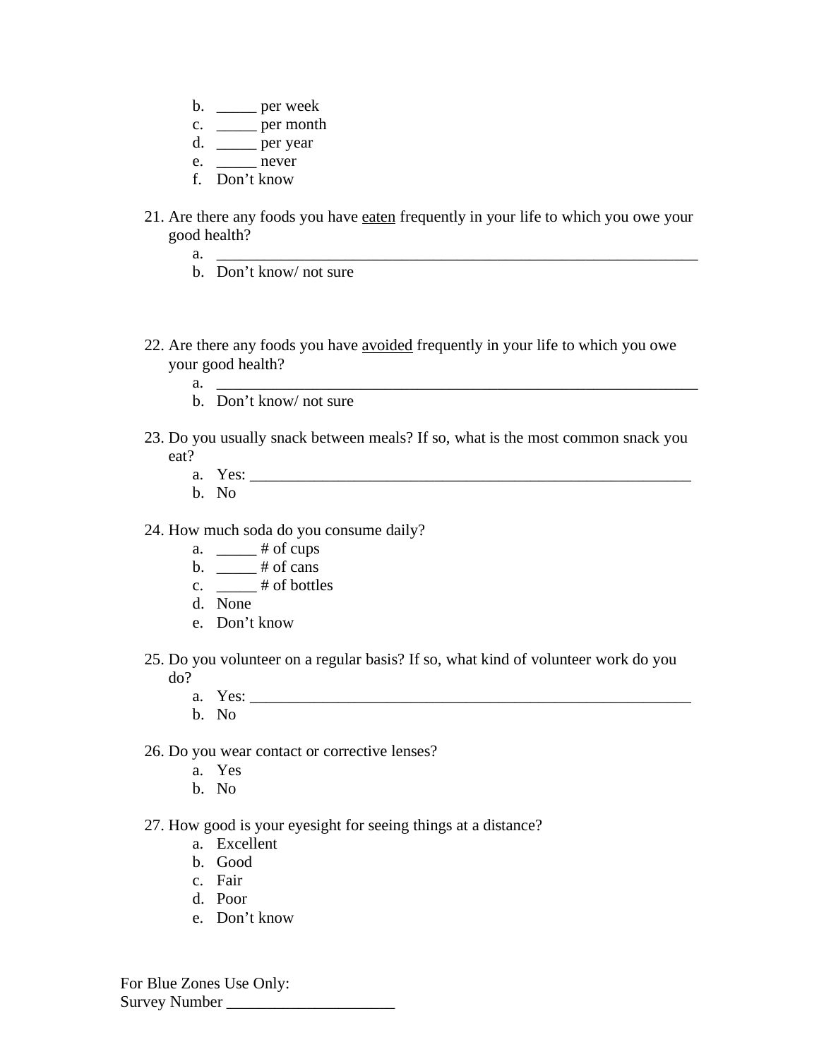b. _____ per week
   c. _____ per month
   d. _____ per year
   e. _____ never
   f. Don’t know

21. Are there any foods you have <u>eaten</u> frequently in your life to which you owe your good health?
    a. ______________________________________________________________
    b. Don’t know/ not sure

22. Are there any foods you have <u>avoided</u> frequently in your life to which you owe your good health?
    a. ______________________________________________________________
    b. Don’t know/ not sure

23. Do you usually snack between meals? If so, what is the most common snack you eat?
    a. Yes: _______________________________________________________
    b. No

24. How much soda do you consume daily?
    a. _____ # of cups
    b. _____ # of cans
    c. _____ # of bottles
    d. None
    e. Don’t know

25. Do you volunteer on a regular basis? If so, what kind of volunteer work do you do?
    a. Yes: _______________________________________________________
    b. No

26. Do you wear contact or corrective lenses?
    a. Yes
    b. No

27. How good is your eyesight for seeing things at a distance?
    a. Excellent
    b. Good
    c. Fair
    d. Poor
    e. Don’t know

For Blue Zones Use Only:
Survey Number _____________________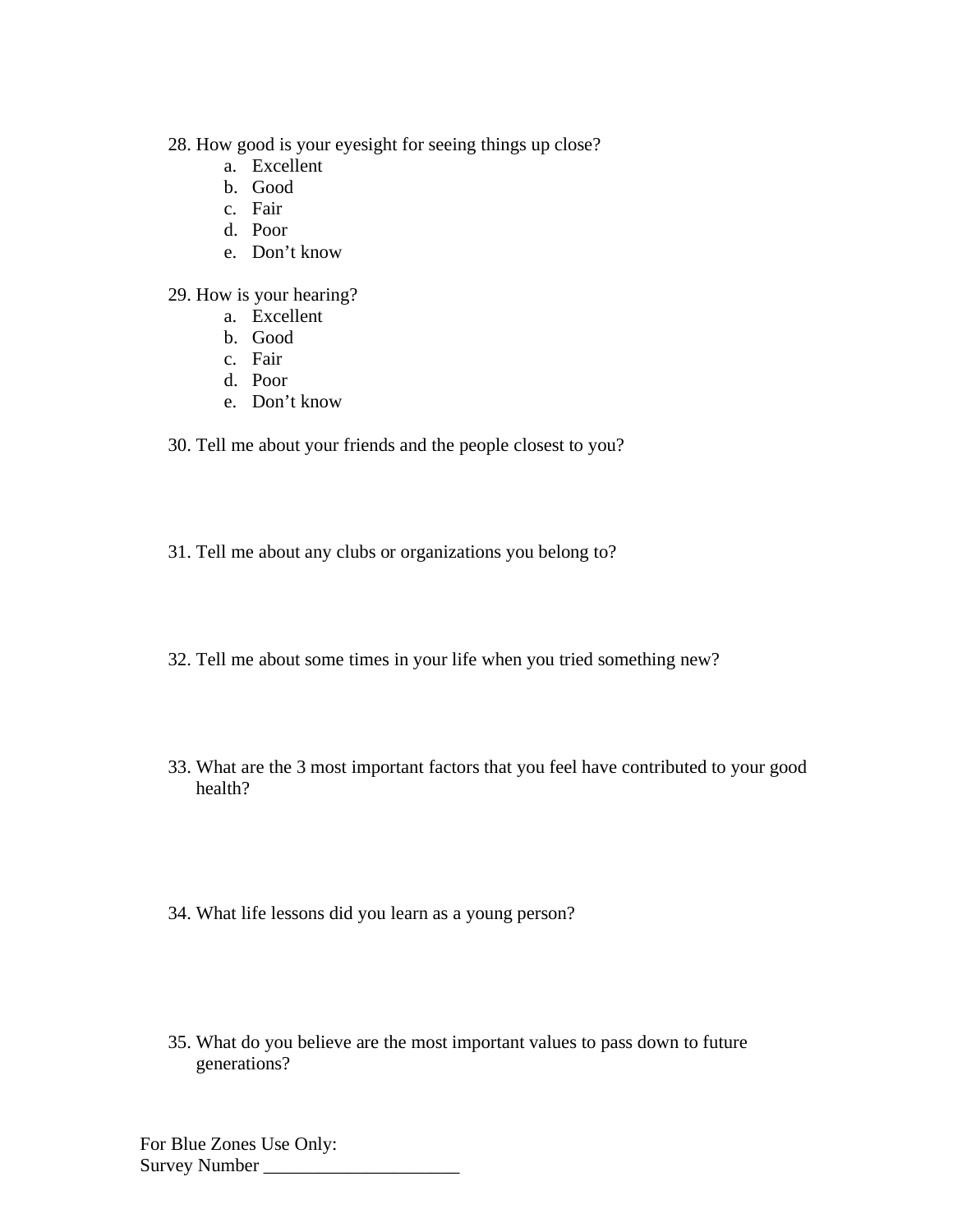28. How good is your eyesight for seeing things up close?
    a. Excellent
    b. Good
    c. Fair
    d. Poor
    e. Don't know

29. How is your hearing?
    a. Excellent
    b. Good
    c. Fair
    d. Poor
    e. Don't know

30. Tell me about your friends and the people closest to you?

31. Tell me about any clubs or organizations you belong to?

32. Tell me about some times in your life when you tried something new?

33. What are the 3 most important factors that you feel have contributed to your good health?

34. What life lessons did you learn as a young person?

35. What do you believe are the most important values to pass down to future generations?

For Blue Zones Use Only:
Survey Number _____________________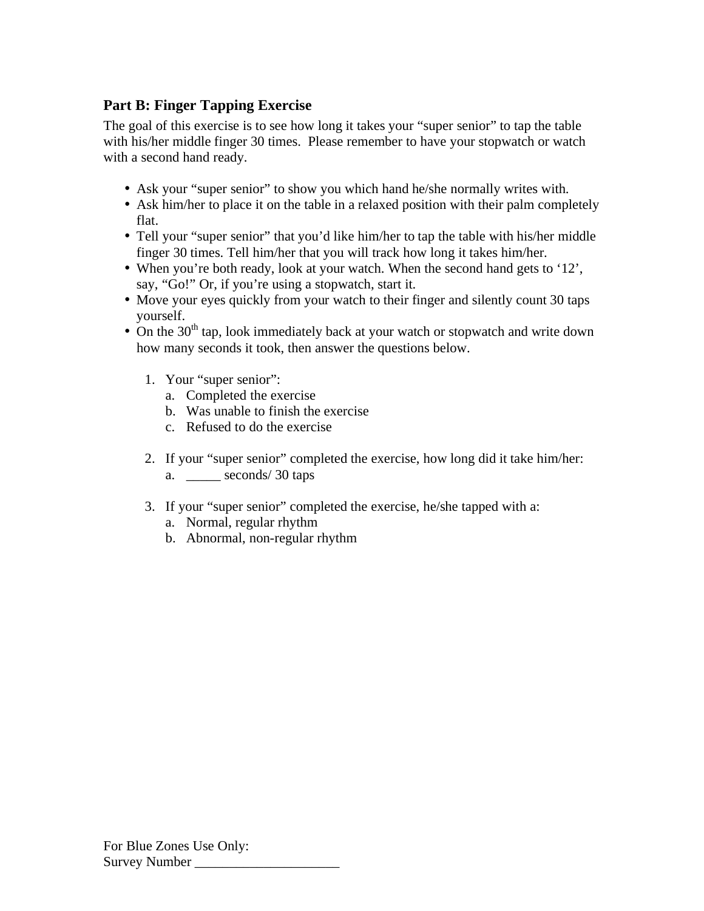## Part B: Finger Tapping Exercise

The goal of this exercise is to see how long it takes your "super senior" to tap the table with his/her middle finger 30 times. Please remember to have your stopwatch or watch with a second hand ready.

- Ask your "super senior" to show you which hand he/she normally writes with.
- Ask him/her to place it on the table in a relaxed position with their palm completely flat.
- Tell your "super senior" that you'd like him/her to tap the table with his/her middle finger 30 times. Tell him/her that you will track how long it takes him/her.
- When you're both ready, look at your watch. When the second hand gets to '12', say, "Go!" Or, if you're using a stopwatch, start it.
- Move your eyes quickly from your watch to their finger and silently count 30 taps yourself.
- On the 30th tap, look immediately back at your watch or stopwatch and write down how many seconds it took, then answer the questions below.

1. Your "super senior":
   a. Completed the exercise
   b. Was unable to finish the exercise
   c. Refused to do the exercise

2. If your "super senior" completed the exercise, how long did it take him/her:
   a. _____ seconds/ 30 taps

3. If your "super senior" completed the exercise, he/she tapped with a:
   a. Normal, regular rhythm
   b. Abnormal, non-regular rhythm

For Blue Zones Use Only:
Survey Number _____________________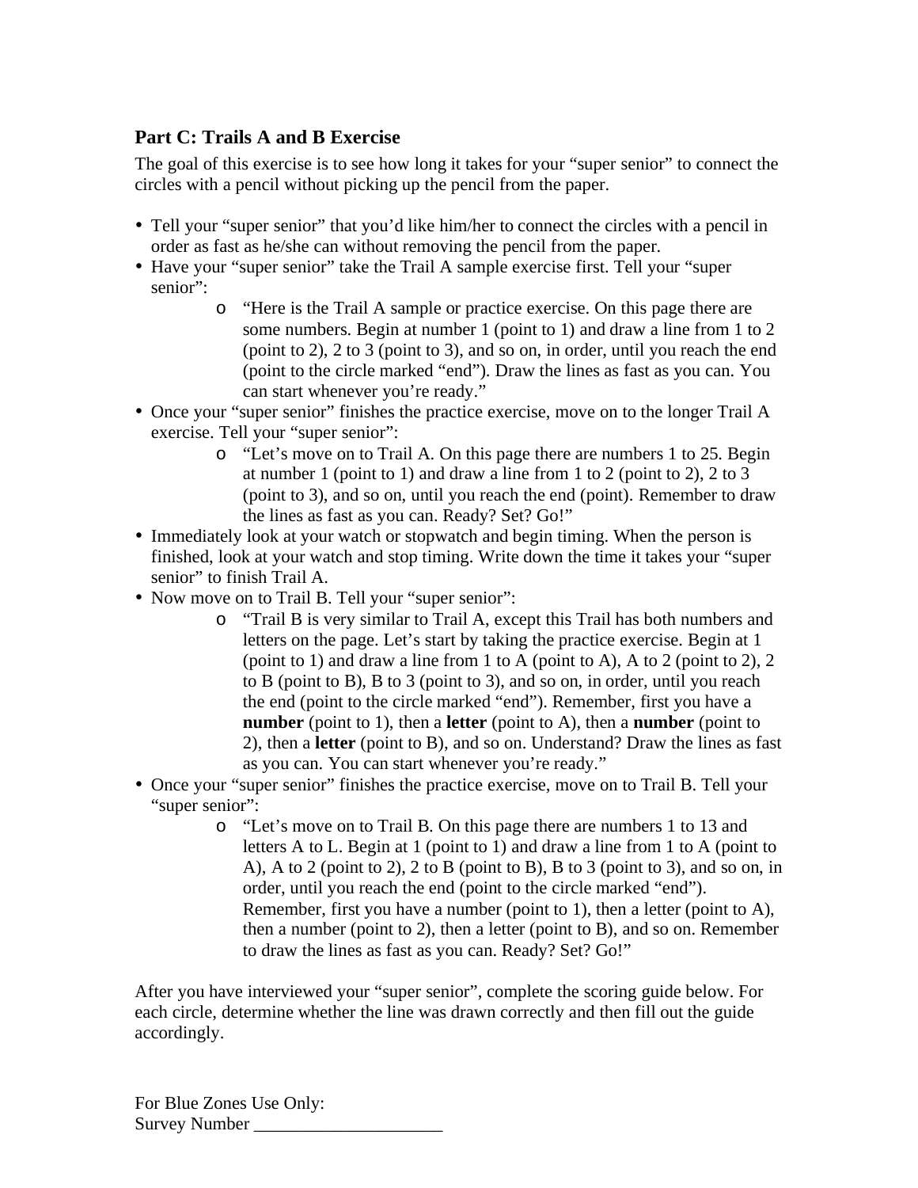## Part C: Trails A and B Exercise

The goal of this exercise is to see how long it takes for your "super senior" to connect the circles with a pencil without picking up the pencil from the paper.

- Tell your "super senior" that you'd like him/her to connect the circles with a pencil in order as fast as he/she can without removing the pencil from the paper.
- Have your "super senior" take the Trail A sample exercise first. Tell your "super senior":
    - "Here is the Trail A sample or practice exercise. On this page there are some numbers. Begin at number 1 (point to 1) and draw a line from 1 to 2 (point to 2), 2 to 3 (point to 3), and so on, in order, until you reach the end (point to the circle marked "end"). Draw the lines as fast as you can. You can start whenever you're ready."
- Once your "super senior" finishes the practice exercise, move on to the longer Trail A exercise. Tell your "super senior":
    - "Let's move on to Trail A. On this page there are numbers 1 to 25. Begin at number 1 (point to 1) and draw a line from 1 to 2 (point to 2), 2 to 3 (point to 3), and so on, until you reach the end (point). Remember to draw the lines as fast as you can. Ready? Set? Go!"
- Immediately look at your watch or stopwatch and begin timing. When the person is finished, look at your watch and stop timing. Write down the time it takes your "super senior" to finish Trail A.
- Now move on to Trail B. Tell your "super senior":
    - "Trail B is very similar to Trail A, except this Trail has both numbers and letters on the page. Let's start by taking the practice exercise. Begin at 1 (point to 1) and draw a line from 1 to A (point to A), A to 2 (point to 2), 2 to B (point to B), B to 3 (point to 3), and so on, in order, until you reach the end (point to the circle marked "end"). Remember, first you have a **number** (point to 1), then a **letter** (point to A), then a **number** (point to 2), then a **letter** (point to B), and so on. Understand? Draw the lines as fast as you can. You can start whenever you're ready."
- Once your "super senior" finishes the practice exercise, move on to Trail B. Tell your "super senior":
    - "Let's move on to Trail B. On this page there are numbers 1 to 13 and letters A to L. Begin at 1 (point to 1) and draw a line from 1 to A (point to A), A to 2 (point to 2), 2 to B (point to B), B to 3 (point to 3), and so on, in order, until you reach the end (point to the circle marked "end"). Remember, first you have a number (point to 1), then a letter (point to A), then a number (point to 2), then a letter (point to B), and so on. Remember to draw the lines as fast as you can. Ready? Set? Go!"

After you have interviewed your "super senior", complete the scoring guide below. For each circle, determine whether the line was drawn correctly and then fill out the guide accordingly.

For Blue Zones Use Only:
Survey Number _____________________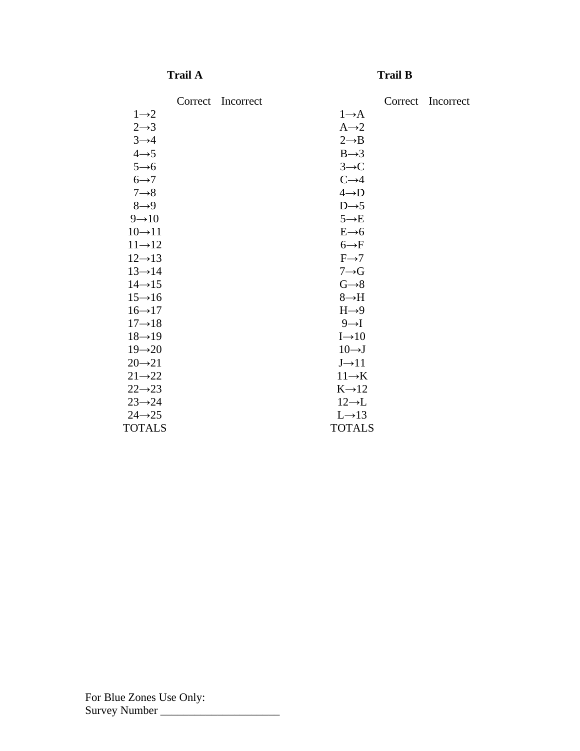**Trail A**

| | Correct | Incorrect |
|---|---|---|
| 1→2 | | |
| 2→3 | | |
| 3→4 | | |
| 4→5 | | |
| 5→6 | | |
| 6→7 | | |
| 7→8 | | |
| 8→9 | | |
| 9→10 | | |
| 10→11 | | |
| 11→12 | | |
| 12→13 | | |
| 13→14 | | |
| 14→15 | | |
| 15→16 | | |
| 16→17 | | |
| 17→18 | | |
| 18→19 | | |
| 19→20 | | |
| 20→21 | | |
| 21→22 | | |
| 22→23 | | |
| 23→24 | | |
| 24→25 | | |
| TOTALS | | |

**Trail B**

| | Correct | Incorrect |
|---|---|---|
| 1→A | | |
| A→2 | | |
| 2→B | | |
| B→3 | | |
| 3→C | | |
| C→4 | | |
| 4→D | | |
| D→5 | | |
| 5→E | | |
| E→6 | | |
| 6→F | | |
| F→7 | | |
| 7→G | | |
| G→8 | | |
| 8→H | | |
| H→9 | | |
| 9→I | | |
| I→10 | | |
| 10→J | | |
| J→11 | | |
| 11→K | | |
| K→12 | | |
| 12→L | | |
| L→13 | | |
| TOTALS | | |

For Blue Zones Use Only:
Survey Number _____________________